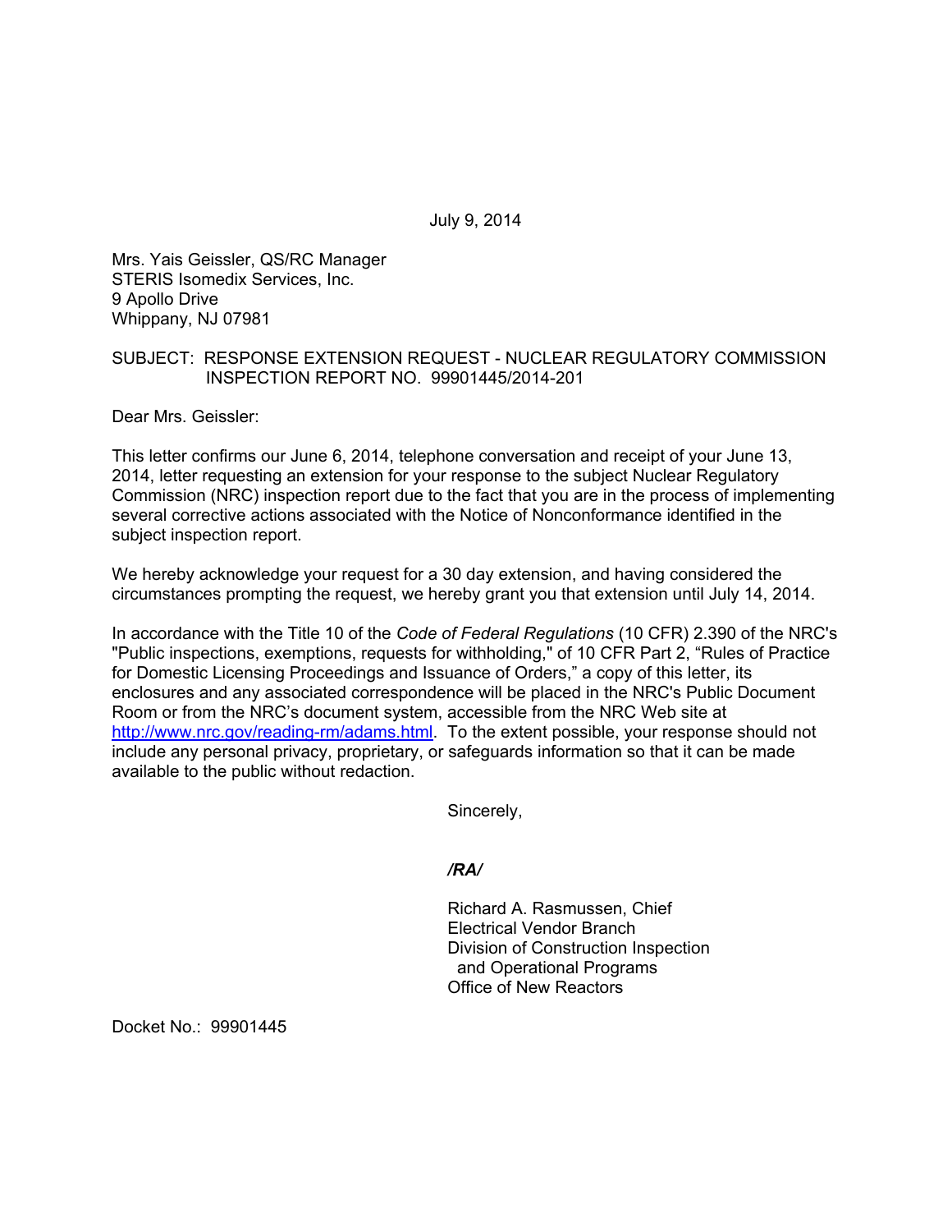July 9, 2014

Mrs. Yais Geissler, QS/RC Manager
STERIS Isomedix Services, Inc.
9 Apollo Drive
Whippany, NJ 07981

SUBJECT: RESPONSE EXTENSION REQUEST - NUCLEAR REGULATORY COMMISSION INSPECTION REPORT NO. 99901445/2014-201

Dear Mrs. Geissler:

This letter confirms our June 6, 2014, telephone conversation and receipt of your June 13, 2014, letter requesting an extension for your response to the subject Nuclear Regulatory Commission (NRC) inspection report due to the fact that you are in the process of implementing several corrective actions associated with the Notice of Nonconformance identified in the subject inspection report.

We hereby acknowledge your request for a 30 day extension, and having considered the circumstances prompting the request, we hereby grant you that extension until July 14, 2014.

In accordance with the Title 10 of the *Code of Federal Regulations* (10 CFR) 2.390 of the NRC's "Public inspections, exemptions, requests for withholding," of 10 CFR Part 2, "Rules of Practice for Domestic Licensing Proceedings and Issuance of Orders," a copy of this letter, its enclosures and any associated correspondence will be placed in the NRC's Public Document Room or from the NRC's document system, accessible from the NRC Web site at http://www.nrc.gov/reading-rm/adams.html. To the extent possible, your response should not include any personal privacy, proprietary, or safeguards information so that it can be made available to the public without redaction.

Sincerely,

*/RA/*

Richard A. Rasmussen, Chief
Electrical Vendor Branch
Division of Construction Inspection
and Operational Programs
Office of New Reactors

Docket No.: 99901445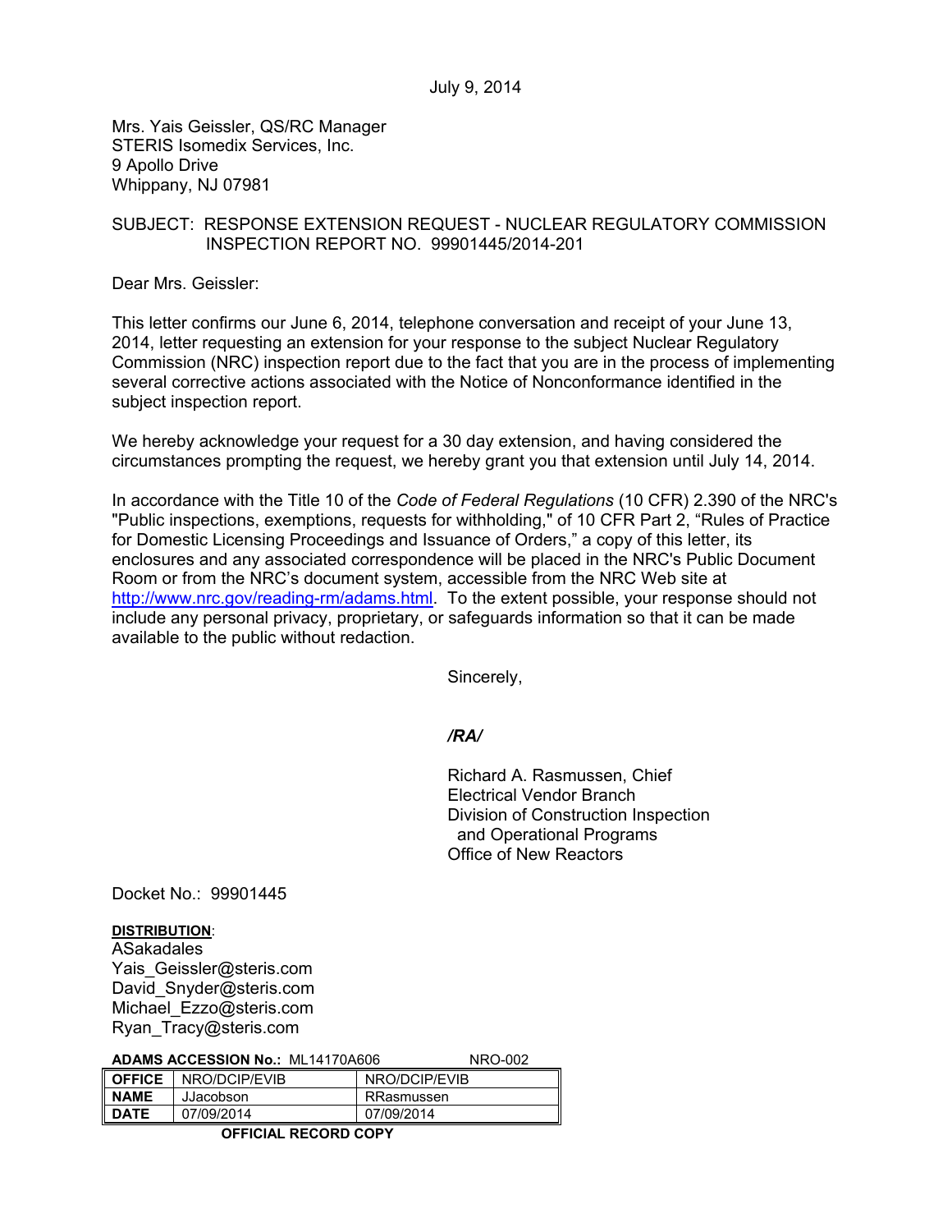July 9, 2014

Mrs. Yais Geissler, QS/RC Manager
STERIS Isomedix Services, Inc.
9 Apollo Drive
Whippany, NJ 07981

SUBJECT: RESPONSE EXTENSION REQUEST - NUCLEAR REGULATORY COMMISSION INSPECTION REPORT NO. 99901445/2014-201

Dear Mrs. Geissler:

This letter confirms our June 6, 2014, telephone conversation and receipt of your June 13, 2014, letter requesting an extension for your response to the subject Nuclear Regulatory Commission (NRC) inspection report due to the fact that you are in the process of implementing several corrective actions associated with the Notice of Nonconformance identified in the subject inspection report.

We hereby acknowledge your request for a 30 day extension, and having considered the circumstances prompting the request, we hereby grant you that extension until July 14, 2014.

In accordance with the Title 10 of the *Code of Federal Regulations* (10 CFR) 2.390 of the NRC's "Public inspections, exemptions, requests for withholding," of 10 CFR Part 2, "Rules of Practice for Domestic Licensing Proceedings and Issuance of Orders," a copy of this letter, its enclosures and any associated correspondence will be placed in the NRC's Public Document Room or from the NRC's document system, accessible from the NRC Web site at http://www.nrc.gov/reading-rm/adams.html. To the extent possible, your response should not include any personal privacy, proprietary, or safeguards information so that it can be made available to the public without redaction.

Sincerely,

*/RA/*

Richard A. Rasmussen, Chief
Electrical Vendor Branch
Division of Construction Inspection
and Operational Programs
Office of New Reactors

Docket No.: 99901445

**DISTRIBUTION**:
ASakadales
Yais_Geissler@steris.com
David_Snyder@steris.com
Michael_Ezzo@steris.com
Ryan_Tracy@steris.com

**ADAMS ACCESSION No.:** ML14170A606 NRO-002

| | | |
|---|---|---|
| **OFFICE** | NRO/DCIP/EVIB | NRO/DCIP/EVIB |
| **NAME** | JJacobson | RRasmussen |
| **DATE** | 07/09/2014 | 07/09/2014 |

**OFFICIAL RECORD COPY**